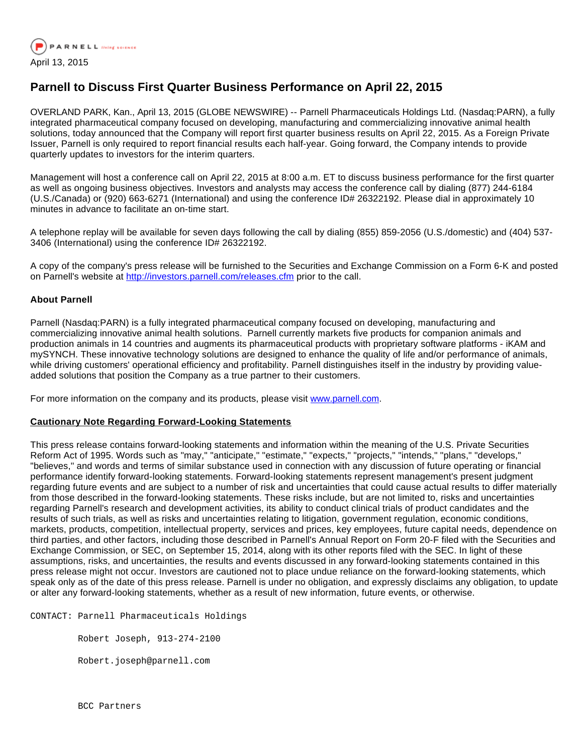PARNELL living science

April 13, 2015

# Parnell to Discuss First Quarter Business Performance on April 22, 2015

OVERLAND PARK, Kan., April 13, 2015 (GLOBE NEWSWIRE) -- Parnell Pharmaceuticals Holdings Ltd. (Nasdaq:PARN), a fully integrated pharmaceutical company focused on developing, manufacturing and commercializing innovative animal health solutions, today announced that the Company will report first quarter business results on April 22, 2015. As a Foreign Private Issuer, Parnell is only required to report financial results each half-year. Going forward, the Company intends to provide quarterly updates to investors for the interim quarters.

Management will host a conference call on April 22, 2015 at 8:00 a.m. ET to discuss business performance for the first quarter as well as ongoing business objectives. Investors and analysts may access the conference call by dialing (877) 244-6184 (U.S./Canada) or (920) 663-6271 (International) and using the conference ID# 26322192. Please dial in approximately 10 minutes in advance to facilitate an on-time start.

A telephone replay will be available for seven days following the call by dialing (855) 859-2056 (U.S./domestic) and (404) 537-3406 (International) using the conference ID# 26322192.

A copy of the company's press release will be furnished to the Securities and Exchange Commission on a Form 6-K and posted on Parnell's website at [http://investors.parnell.com/releases.cfm](http://investors.parnell.com/releases.cfm) prior to the call.

**About Parnell**

Parnell (Nasdaq:PARN) is a fully integrated pharmaceutical company focused on developing, manufacturing and commercializing innovative animal health solutions. Parnell currently markets five products for companion animals and production animals in 14 countries and augments its pharmaceutical products with proprietary software platforms - iKAM and mySYNCH. These innovative technology solutions are designed to enhance the quality of life and/or performance of animals, while driving customers' operational efficiency and profitability. Parnell distinguishes itself in the industry by providing value-added solutions that position the Company as a true partner to their customers.

For more information on the company and its products, please visit [www.parnell.com](http://www.parnell.com).

**Cautionary Note Regarding Forward-Looking Statements**

This press release contains forward-looking statements and information within the meaning of the U.S. Private Securities Reform Act of 1995. Words such as "may," "anticipate," "estimate," "expects," "projects," "intends," "plans," "develops," "believes," and words and terms of similar substance used in connection with any discussion of future operating or financial performance identify forward-looking statements. Forward-looking statements represent management's present judgment regarding future events and are subject to a number of risk and uncertainties that could cause actual results to differ materially from those described in the forward-looking statements. These risks include, but are not limited to, risks and uncertainties regarding Parnell's research and development activities, its ability to conduct clinical trials of product candidates and the results of such trials, as well as risks and uncertainties relating to litigation, government regulation, economic conditions, markets, products, competition, intellectual property, services and prices, key employees, future capital needs, dependence on third parties, and other factors, including those described in Parnell's Annual Report on Form 20-F filed with the Securities and Exchange Commission, or SEC, on September 15, 2014, along with its other reports filed with the SEC. In light of these assumptions, risks, and uncertainties, the results and events discussed in any forward-looking statements contained in this press release might not occur. Investors are cautioned not to place undue reliance on the forward-looking statements, which speak only as of the date of this press release. Parnell is under no obligation, and expressly disclaims any obligation, to update or alter any forward-looking statements, whether as a result of new information, future events, or otherwise.

```
CONTACT: Parnell Pharmaceuticals Holdings

         Robert Joseph, 913-274-2100

         Robert.joseph@parnell.com



         BCC Partners
```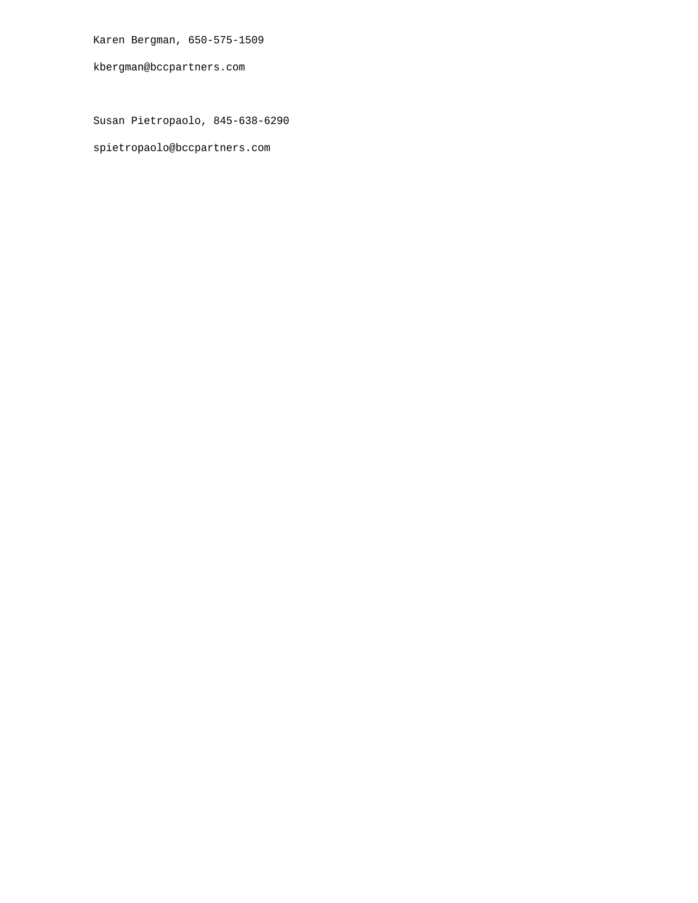Karen Bergman, 650-575-1509

kbergman@bccpartners.com

Susan Pietropaolo, 845-638-6290

spietropaolo@bccpartners.com